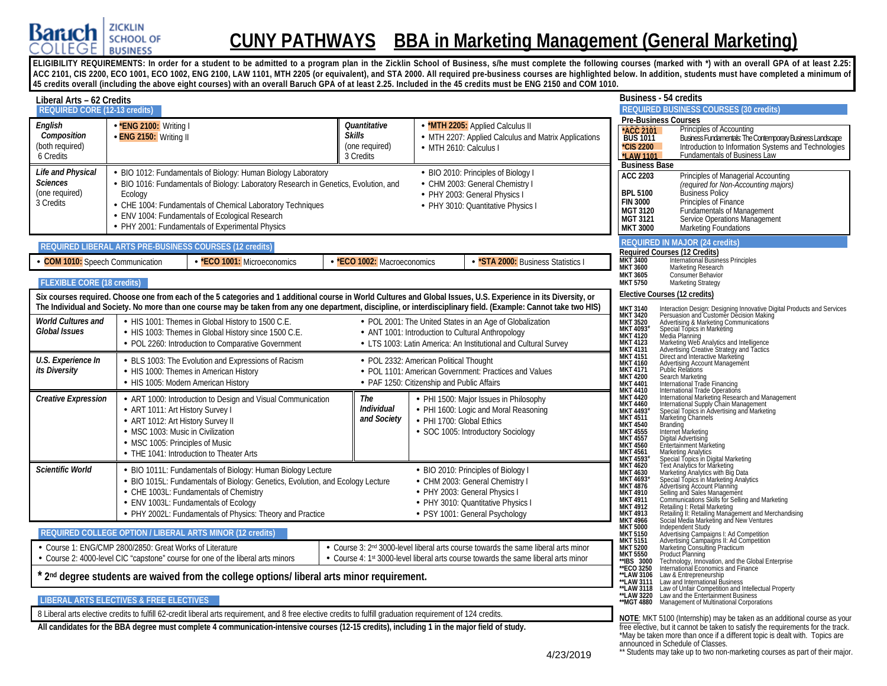# CUNY PATHWAYS BBA in Marketing Management (General Marketing)

Baruch College Zicklin School of Business

**ELIGIBILITY REQUIREMENTS: In order for a student to be admitted to a program plan in the Zicklin School of Business, s/he must complete the following courses (marked with *) with an overall GPA of at least 2.25: ACC 2101, CIS 2200, ECO 1001, ECO 1002, ENG 2100, LAW 1101, MTH 2205 (or equivalent), and STA 2000. All required pre-business courses are highlighted below. In addition, students must have completed a minimum of 45 credits overall (including the above eight courses) with an overall Baruch GPA of at least 2.25. Included in the 45 credits must be ENG 2150 and COM 1010.**

## Liberal Arts – 62 Credits

### REQUIRED CORE (12-13 credits)

| Category | Courses | Category | Courses |
|---|---|---|---|
| *English Composition* (both required) 6 Credits | • ***ENG 2100:** Writing I<br>• **ENG 2150:** Writing II | *Quantitative Skills* (one required) 3 Credits | • ***MTH 2205:** Applied Calculus II<br>• MTH 2207: Applied Calculus and Matrix Applications<br>• MTH 2610: Calculus I |
| *Life and Physical Sciences* (one required) 3 Credits | • BIO 1012: Fundamentals of Biology: Human Biology Laboratory<br>• BIO 1016: Fundamentals of Biology: Laboratory Research in Genetics, Evolution, and Ecology<br>• CHE 1004: Fundamentals of Chemical Laboratory Techniques<br>• ENV 1004: Fundamentals of Ecological Research<br>• PHY 2001: Fundamentals of Experimental Physics | | • BIO 2010: Principles of Biology I<br>• CHM 2003: General Chemistry I<br>• PHY 2003: General Physics I<br>• PHY 3010: Quantitative Physics I |

### REQUIRED LIBERAL ARTS PRE-BUSINESS COURSES (12 credits)

• **COM 1010:** Speech Communication • ***ECO 1001:** Microeconomics • ***ECO 1002:** Macroeconomics • ***STA 2000:** Business Statistics I

### FLEXIBLE CORE (18 credits)

**Six courses required. Choose one from each of the 5 categories and 1 additional course in World Cultures and Global Issues, U.S. Experience in Its Diversity, or The Individual and Society. No more than one course may be taken from any one department, discipline, or interdisciplinary field. (Example: Cannot take two HIS)**

| Category | Courses | | |
|---|---|---|---|
| *World Cultures and Global Issues* | • HIS 1001: Themes in Global History to 1500 C.E.<br>• HIS 1003: Themes in Global History since 1500 C.E.<br>• POL 2260: Introduction to Comparative Government | | • POL 2001: The United States in an Age of Globalization<br>• ANT 1001: Introduction to Cultural Anthropology<br>• LTS 1003: Latin America: An Institutional and Cultural Survey |
| *U.S. Experience In its Diversity* | • BLS 1003: The Evolution and Expressions of Racism<br>• HIS 1000: Themes in American History<br>• HIS 1005: Modern American History | | • POL 2332: American Political Thought<br>• POL 1101: American Government: Practices and Values<br>• PAF 1250: Citizenship and Public Affairs |
| *Creative Expression* | • ART 1000: Introduction to Design and Visual Communication<br>• ART 1011: Art History Survey I<br>• ART 1012: Art History Survey II<br>• MSC 1003: Music in Civilization<br>• MSC 1005: Principles of Music<br>• THE 1041: Introduction to Theater Arts | *The Individual and Society* | • PHI 1500: Major Issues in Philosophy<br>• PHI 1600: Logic and Moral Reasoning<br>• PHI 1700: Global Ethics<br>• SOC 1005: Introductory Sociology |
| *Scientific World* | • BIO 1011L: Fundamentals of Biology: Human Biology Lecture<br>• BIO 1015L: Fundamentals of Biology: Genetics, Evolution, and Ecology Lecture<br>• CHE 1003L: Fundamentals of Chemistry<br>• ENV 1003L: Fundamentals of Ecology<br>• PHY 2002L: Fundamentals of Physics: Theory and Practice | | • BIO 2010: Principles of Biology I<br>• CHM 2003: General Chemistry I<br>• PHY 2003: General Physics I<br>• PHY 3010: Quantitative Physics I<br>• PSY 1001: General Psychology |

### REQUIRED COLLEGE OPTION / LIBERAL ARTS MINOR (12 credits)

- Course 1: ENG/CMP 2800/2850: Great Works of Literature
- Course 2: 4000-level CIC "capstone" course for one of the liberal arts minors
- Course 3: 2nd 3000-level liberal arts course towards the same liberal arts minor
- Course 4: 1st 3000-level liberal arts course towards the same liberal arts minor

**\* 2nd degree students are waived from the college options/ liberal arts minor requirement.**

### LIBERAL ARTS ELECTIVES & FREE ELECTIVES

8 Liberal arts elective credits to fulfill 62-credit liberal arts requirement, and 8 free elective credits to fulfill graduation requirement of 124 credits.

**All candidates for the BBA degree must complete 4 communication-intensive courses (12-15 credits), including 1 in the major field of study.**

## Business - 54 credits

### REQUIRED BUSINESS COURSES (30 credits)

**Pre-Business Courses**

| Course | Title |
|---|---|
| *ACC 2101 | Principles of Accounting |
| BUS 1011 | Business Fundamentals: The Contemporary Business Landscape |
| *CIS 2200 | Introduction to Information Systems and Technologies |
| *LAW 1101 | Fundamentals of Business Law |

**Business Base**

| Course | Title |
|---|---|
| ACC 2203 | Principles of Managerial Accounting (required for Non-Accounting majors) |
| BPL 5100 | Business Policy |
| FIN 3000 | Principles of Finance |
| MGT 3120 | Fundamentals of Management |
| MGT 3121 | Service Operations Management |
| MKT 3000 | Marketing Foundations |

### REQUIRED IN MAJOR (24 credits)

**Required Courses (12 Credits)**

| Course | Title |
|---|---|
| MKT 3400 | International Business Principles |
| MKT 3600 | Marketing Research |
| MKT 3605 | Consumer Behavior |
| MKT 5750 | Marketing Strategy |

**Elective Courses (12 credits)**

| Course | Title |
|---|---|
| MKT 3140 | Interaction Design: Designing Innovative Digital Products and Services |
| MKT 3420 | Persuasion and Customer Decision Making |
| MKT 3520 | Advertising & Marketing Communications |
| MKT 4093* | Special Topics in Marketing |
| MKT 4120 | Media Planning |
| MKT 4123 | Marketing Web Analytics and Intelligence |
| MKT 4131 | Advertising Creative Strategy and Tactics |
| MKT 4151 | Direct and Interactive Marketing |
| MKT 4160 | Advertising Account Management |
| MKT 4171 | Public Relations |
| MKT 4200 | Search Marketing |
| MKT 4401 | International Trade Financing |
| MKT 4410 | International Trade Operations |
| MKT 4420 | International Marketing Research and Management |
| MKT 4460 | International Supply Chain Management |
| MKT 4493* | Special Topics in Advertising and Marketing |
| MKT 4511 | Marketing Channels |
| MKT 4540 | Branding |
| MKT 4555 | Internet Marketing |
| MKT 4557 | Digital Advertising |
| MKT 4560 | Entertainment Marketing |
| MKT 4561 | Marketing Analytics |
| MKT 4593* | Special Topics in Digital Marketing |
| MKT 4620 | Text Analytics for Marketing |
| MKT 4630 | Marketing Analytics with Big Data |
| MKT 4693* | Special Topics in Marketing Analytics |
| MKT 4876 | Advertising Account Planning |
| MKT 4910 | Selling and Sales Management |
| MKT 4911 | Communications Skills for Selling and Marketing |
| MKT 4912 | Retailing I: Retail Marketing |
| MKT 4913 | Retailing II: Retailing Management and Merchandising |
| MKT 4966 | Social Media Marketing and New Ventures |
| MKT 5000 | Independent Study |
| MKT 5150 | Advertising Campaigns I: Ad Competition |
| MKT 5151 | Advertising Campaigns II: Ad Competition |
| MKT 5200 | Marketing Consulting Practicum |
| MKT 5550 | Product Planning |
| **IBS 3000 | Technology, Innovation, and the Global Enterprise |
| **ECO 3250 | International Economics and Finance |
| **LAW 3106 | Law & Entrepreneurship |
| **LAW 3111 | Law and International Business |
| **LAW 3118 | Law of Unfair Competition and Intellectual Property |
| **LAW 3220 | Law and the Entertainment Business |
| **MGT 4880 | Management of Multinational Corporations |

**NOTE**: MKT 5100 (Internship) may be taken as an additional course as your free elective, but it cannot be taken to satisfy the requirements for the track.
*May be taken more than once if a different topic is dealt with. Topics are announced in Schedule of Classes.
** Students may take up to two non-marketing courses as part of their major.

4/23/2019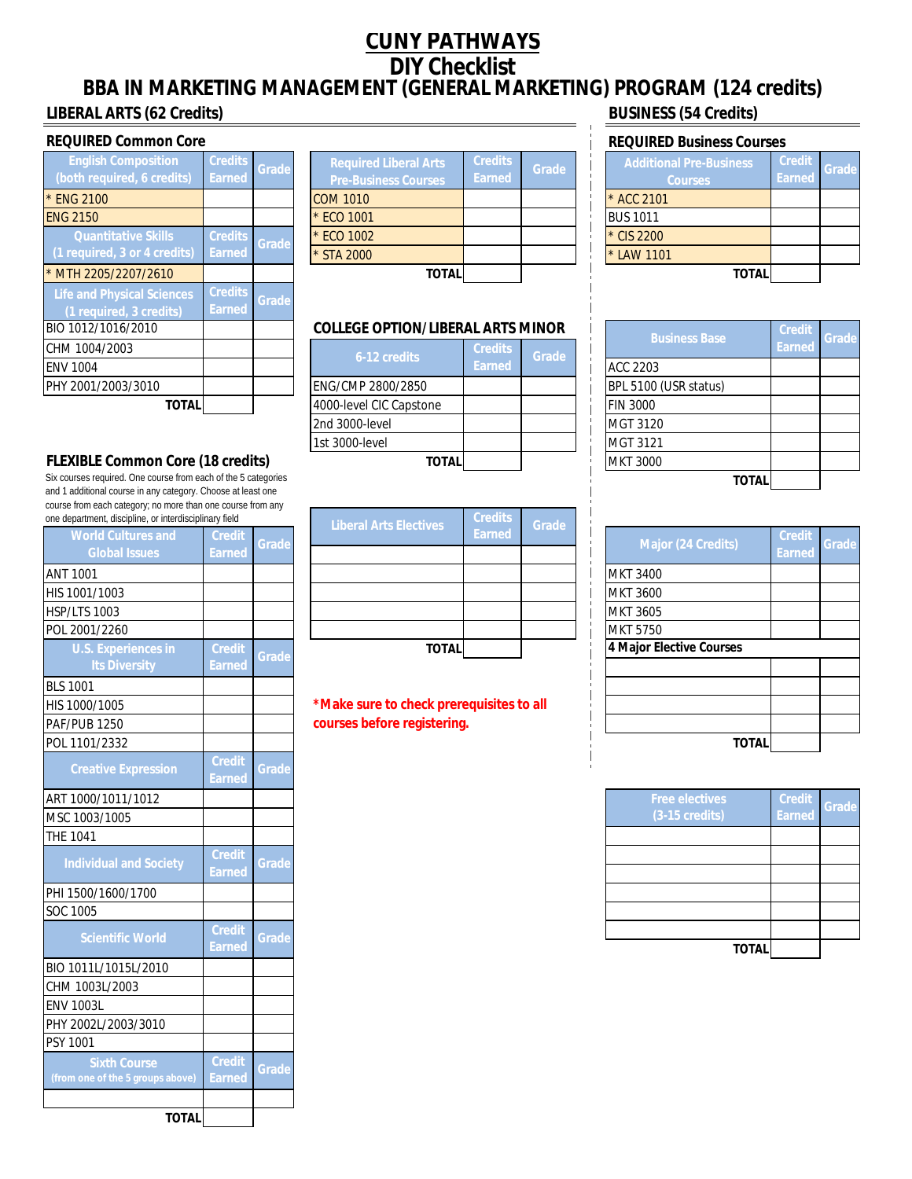# CUNY PATHWAYS

# DIY Checklist

# BBA IN MARKETING MANAGEMENT (GENERAL MARKETING) PROGRAM (124 credits)

## LIBERAL ARTS (62 Credits)

### REQUIRED Common Core

| English Composition (both required, 6 credits) | Credits Earned | Grade |
|---|---|---|
| * ENG 2100 | | |
| ENG 2150 | | |

| Quantitative Skills (1 required, 3 or 4 credits) | Credits Earned | Grade |
|---|---|---|
| * MTH 2205/2207/2610 | | |

| Life and Physical Sciences (1 required, 3 credits) | Credits Earned | Grade |
|---|---|---|
| BIO 1012/1016/2010 | | |
| CHM 1004/2003 | | |
| ENV 1004 | | |
| PHY 2001/2003/3010 | | |
| TOTAL | | |

### FLEXIBLE Common Core (18 credits)

Six courses required. One course from each of the 5 categories and 1 additional course in any category. Choose at least one course from each category; no more than one course from any one department, discipline, or interdisciplinary field

| World Cultures and Global Issues | Credit Earned | Grade |
|---|---|---|
| ANT 1001 | | |
| HIS 1001/1003 | | |
| HSP/LTS 1003 | | |
| POL 2001/2260 | | |

| U.S. Experiences in Its Diversity | Credit Earned | Grade |
|---|---|---|
| BLS 1001 | | |
| HIS 1000/1005 | | |
| PAF/PUB 1250 | | |
| POL 1101/2332 | | |

| Creative Expression | Credit Earned | Grade |
|---|---|---|
| ART 1000/1011/1012 | | |
| MSC 1003/1005 | | |
| THE 1041 | | |

| Individual and Society | Credit Earned | Grade |
|---|---|---|
| PHI 1500/1600/1700 | | |
| SOC 1005 | | |

| Scientific World | Credit Earned | Grade |
|---|---|---|
| BIO 1011L/1015L/2010 | | |
| CHM 1003L/2003 | | |
| ENV 1003L | | |
| PHY 2002L/2003/3010 | | |
| PSY 1001 | | |

| Sixth Course (from one of the 5 groups above) | Credit Earned | Grade |
|---|---|---|
| | | |
| TOTAL | | |

| Required Liberal Arts Pre-Business Courses | Credits Earned | Grade |
|---|---|---|
| COM 1010 | | |
| * ECO 1001 | | |
| * ECO 1002 | | |
| * STA 2000 | | |
| TOTAL | | |

### COLLEGE OPTION/LIBERAL ARTS MINOR

| 6-12 credits | Credits Earned | Grade |
|---|---|---|
| ENG/CMP 2800/2850 | | |
| 4000-level CIC Capstone | | |
| 2nd 3000-level | | |
| 1st 3000-level | | |
| TOTAL | | |

| Liberal Arts Electives | Credits Earned | Grade |
|---|---|---|
| | | |
| | | |
| | | |
| | | |
| TOTAL | | |

**\*Make sure to check prerequisites to all courses before registering.**

## BUSINESS (54 Credits)

### REQUIRED Business Courses

| Additional Pre-Business Courses | Credit Earned | Grade |
|---|---|---|
| * ACC 2101 | | |
| BUS 1011 | | |
| * CIS 2200 | | |
| * LAW 1101 | | |
| TOTAL | | |

| Business Base | Credit Earned | Grade |
|---|---|---|
| ACC 2203 | | |
| BPL 5100 (USR status) | | |
| FIN 3000 | | |
| MGT 3120 | | |
| MGT 3121 | | |
| MKT 3000 | | |
| TOTAL | | |

| Major (24 Credits) | Credit Earned | Grade |
|---|---|---|
| MKT 3400 | | |
| MKT 3600 | | |
| MKT 3605 | | |
| MKT 5750 | | |
| **4 Major Elective Courses** | | |
| | | |
| | | |
| | | |
| | | |
| TOTAL | | |

| Free electives (3-15 credits) | Credit Earned | Grade |
|---|---|---|
| | | |
| | | |
| | | |
| | | |
| | | |
| | | |
| TOTAL | | |